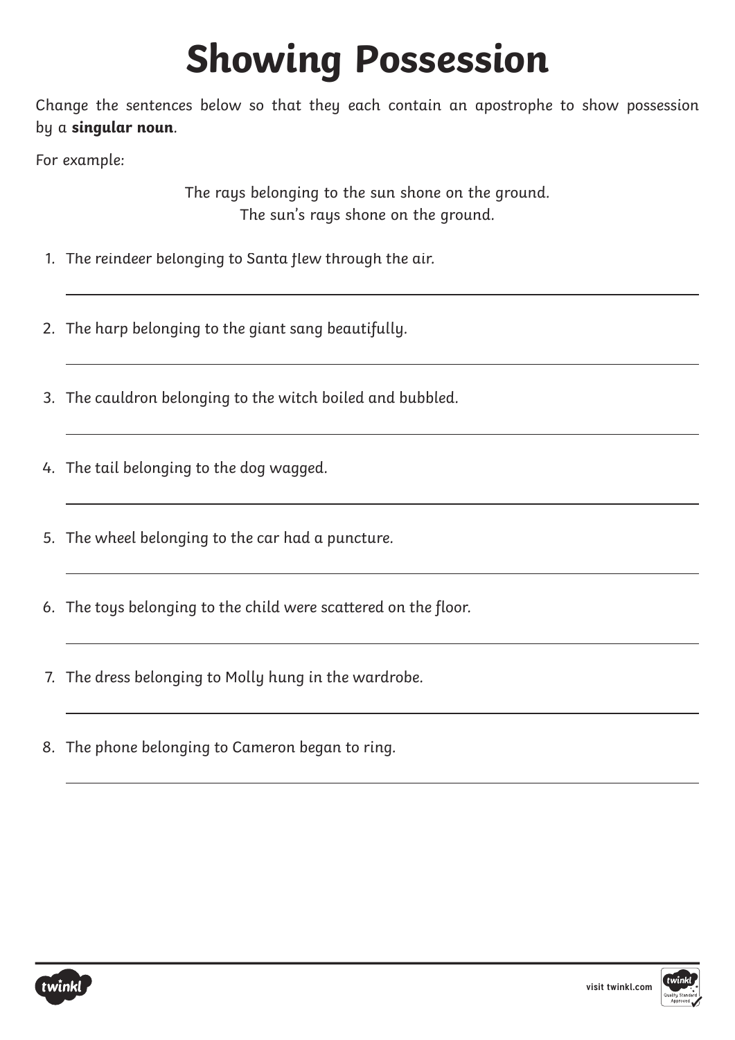# Showing Possession

Change the sentences below so that they each contain an apostrophe to show possession by a **singular noun**.

For example:

The rays belonging to the sun shone on the ground.
The sun's rays shone on the ground.

1. The reindeer belonging to Santa flew through the air.

2. The harp belonging to the giant sang beautifully.

3. The cauldron belonging to the witch boiled and bubbled.

4. The tail belonging to the dog wagged.

5. The wheel belonging to the car had a puncture.

6. The toys belonging to the child were scattered on the floor.

7. The dress belonging to Molly hung in the wardrobe.

8. The phone belonging to Cameron began to ring.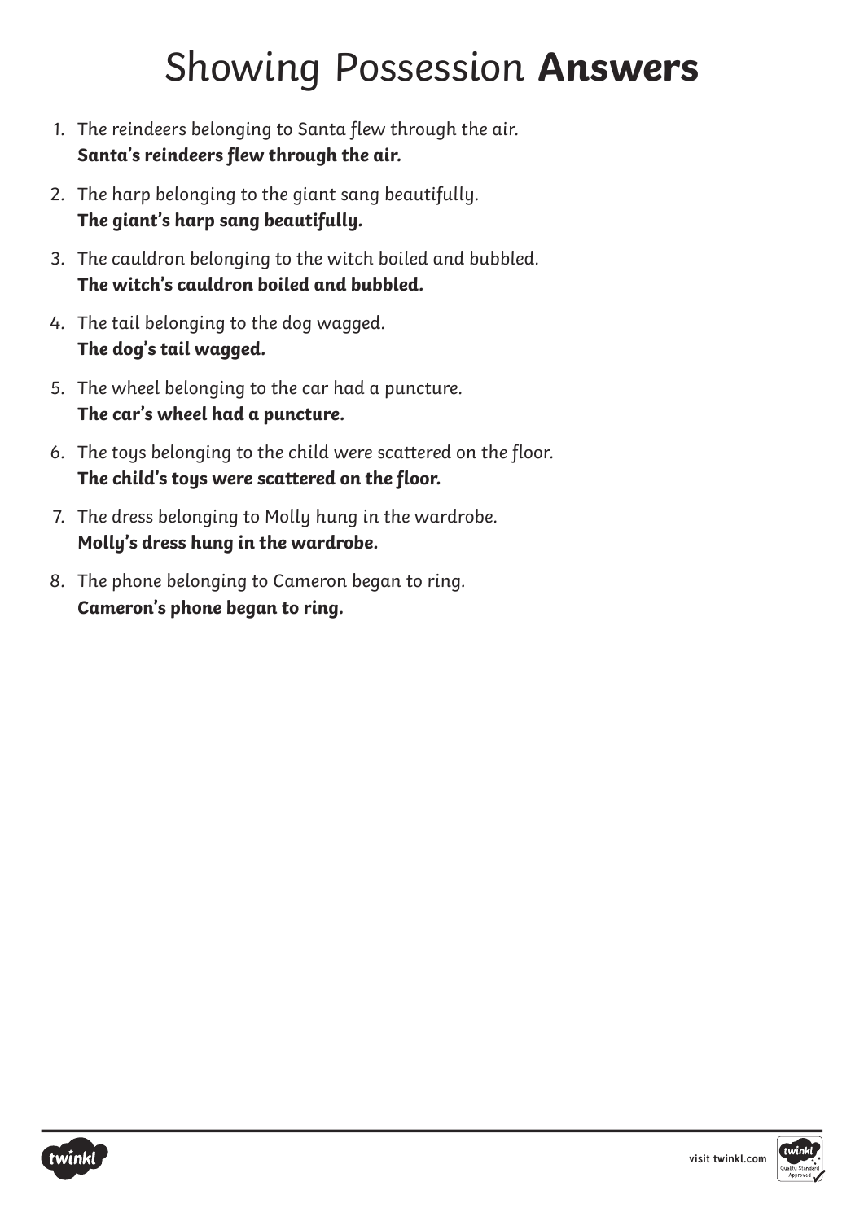# Showing Possession **Answers**

1. The reindeers belonging to Santa flew through the air.
   ***Santa's reindeers flew through the air.***
2. The harp belonging to the giant sang beautifully.
   ***The giant's harp sang beautifully.***
3. The cauldron belonging to the witch boiled and bubbled.
   ***The witch's cauldron boiled and bubbled.***
4. The tail belonging to the dog wagged.
   ***The dog's tail wagged.***
5. The wheel belonging to the car had a puncture.
   ***The car's wheel had a puncture.***
6. The toys belonging to the child were scattered on the floor.
   ***The child's toys were scattered on the floor.***
7. The dress belonging to Molly hung in the wardrobe.
   ***Molly's dress hung in the wardrobe.***
8. The phone belonging to Cameron began to ring.
   ***Cameron's phone began to ring.***